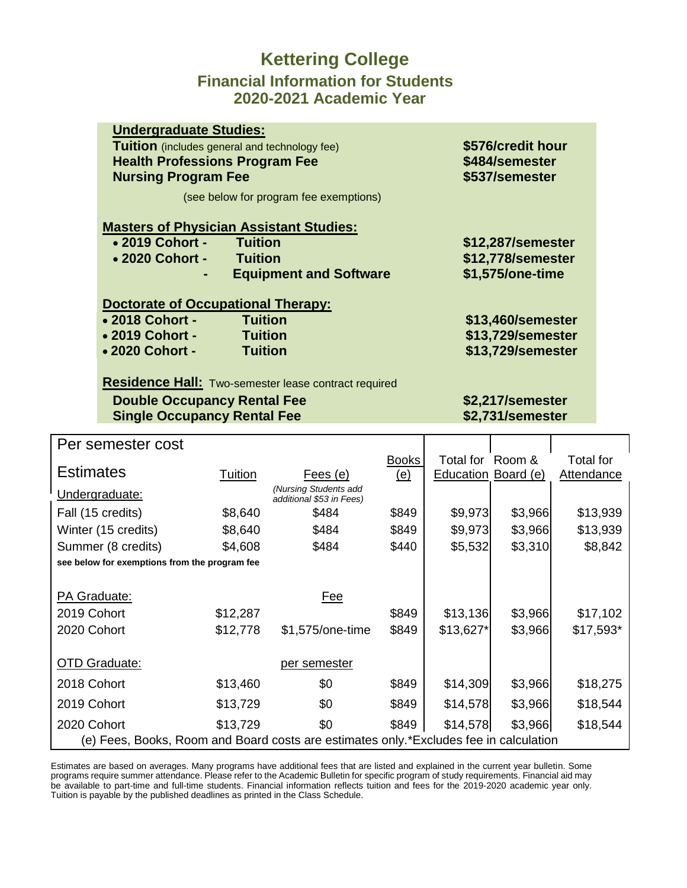# Kettering College

## Financial Information for Students

## 2020-2021 Academic Year

**Undergraduate Studies:**

**Tuition** (includes general and technology fee) — **$576/credit hour**

**Health Professions Program Fee** — **$484/semester**

**Nursing Program Fee** — **$537/semester**

(see below for program fee exemptions)

**Masters of Physician Assistant Studies:**

- **2019 Cohort - Tuition** — **$12,287/semester**
- **2020 Cohort - Tuition** — **$12,778/semester**
- **- Equipment and Software** — **$1,575/one-time**

**Doctorate of Occupational Therapy:**

- **2018 Cohort - Tuition** — **$13,460/semester**
- **2019 Cohort - Tuition** — **$13,729/semester**
- **2020 Cohort - Tuition** — **$13,729/semester**

**Residence Hall:** Two-semester lease contract required

**Double Occupancy Rental Fee** — **$2,217/semester**

**Single Occupancy Rental Fee** — **$2,731/semester**

| Per semester cost | | | | | | |
|---|---|---|---|---|---|---|
| Estimates | Tuition | Fees (e) | Books (e) | Total for Education | Room & Board (e) | Total for Attendance |
| Undergraduate: | | *(Nursing Students add additional $53 in Fees)* | | | | |
| Fall (15 credits) | $8,640 | $484 | $849 | $9,973 | $3,966 | $13,939 |
| Winter (15 credits) | $8,640 | $484 | $849 | $9,973 | $3,966 | $13,939 |
| Summer (8 credits) | $4,608 | $484 | $440 | $5,532 | $3,310 | $8,842 |
| **see below for exemptions from the program fee** | | | | | | |
| PA Graduate: | | Fee | | | | |
| 2019 Cohort | $12,287 | | $849 | $13,136 | $3,966 | $17,102 |
| 2020 Cohort | $12,778 | $1,575/one-time | $849 | $13,627* | $3,966 | $17,593* |
| OTD Graduate: | | per semester | | | | |
| 2018 Cohort | $13,460 | $0 | $849 | $14,309 | $3,966 | $18,275 |
| 2019 Cohort | $13,729 | $0 | $849 | $14,578 | $3,966 | $18,544 |
| 2020 Cohort | $13,729 | $0 | $849 | $14,578 | $3,966 | $18,544 |

(e) Fees, Books, Room and Board costs are estimates only.*Excludes fee in calculation

Estimates are based on averages. Many programs have additional fees that are listed and explained in the current year bulletin. Some programs require summer attendance. Please refer to the Academic Bulletin for specific program of study requirements. Financial aid may be available to part-time and full-time students. Financial information reflects tuition and fees for the 2019-2020 academic year only. Tuition is payable by the published deadlines as printed in the Class Schedule.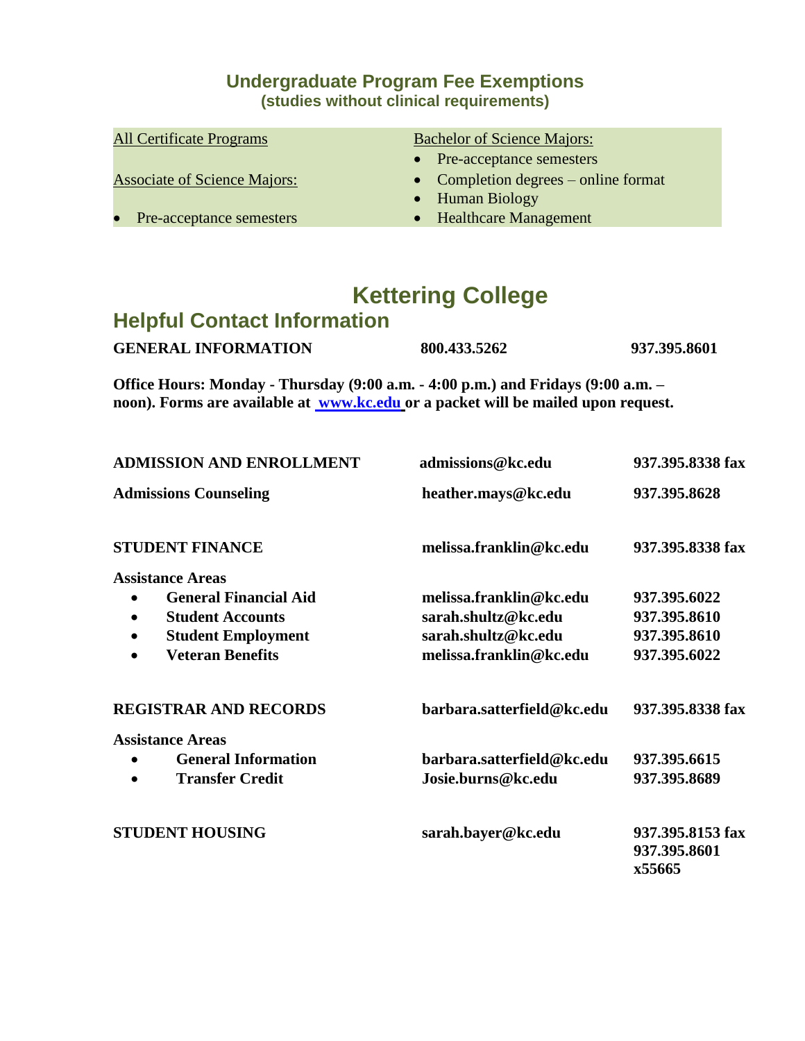## Undergraduate Program Fee Exemptions
**(studies without clinical requirements)**

| | |
|---|---|
| All Certificate Programs | Bachelor of Science Majors: |
| | • Pre-acceptance semesters |
| Associate of Science Majors: | • Completion degrees – online format |
| | • Human Biology |
| • Pre-acceptance semesters | • Healthcare Management |

# Kettering College

## Helpful Contact Information

| | | |
|---|---|---|
| **GENERAL INFORMATION** | **800.433.5262** | **937.395.8601** |

**Office Hours: Monday - Thursday (9:00 a.m. - 4:00 p.m.) and Fridays (9:00 a.m. – noon). Forms are available at [www.kc.edu](http://www.kc.edu) or a packet will be mailed upon request.**

| | | |
|---|---|---|
| **ADMISSION AND ENROLLMENT** | **admissions@kc.edu** | **937.395.8338 fax** |
| **Admissions Counseling** | **heather.mays@kc.edu** | **937.395.8628** |
| **STUDENT FINANCE** | **melissa.franklin@kc.edu** | **937.395.8338 fax** |
| **Assistance Areas** | | |
| • **General Financial Aid** | **melissa.franklin@kc.edu** | **937.395.6022** |
| • **Student Accounts** | **sarah.shultz@kc.edu** | **937.395.8610** |
| • **Student Employment** | **sarah.shultz@kc.edu** | **937.395.8610** |
| • **Veteran Benefits** | **melissa.franklin@kc.edu** | **937.395.6022** |
| **REGISTRAR AND RECORDS** | **barbara.satterfield@kc.edu** | **937.395.8338 fax** |
| **Assistance Areas** | | |
| • **General Information** | **barbara.satterfield@kc.edu** | **937.395.6615** |
| • **Transfer Credit** | **Josie.burns@kc.edu** | **937.395.8689** |
| **STUDENT HOUSING** | **sarah.bayer@kc.edu** | **937.395.8153 fax** **937.395.8601 x55665** |